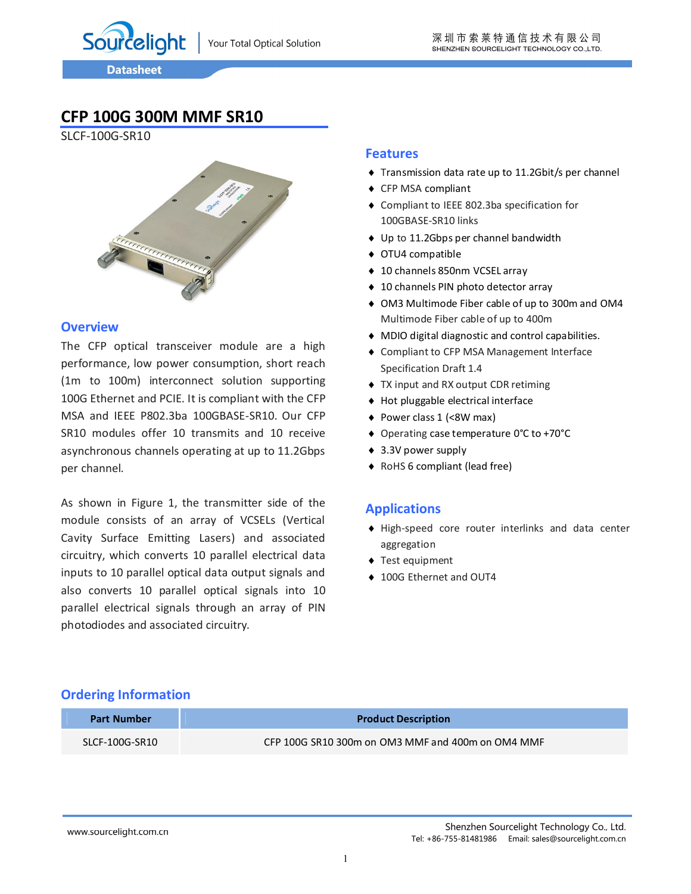# CFP 100G 300M MMF SR10

SLCF-100G-SR10

## Overview

The CFP optical transceiver module are a high performance, low power consumption, short reach (1m to 100m) interconnect solution supporting 100G Ethernet and PCIE. It is compliant with the CFP MSA and IEEE P802.3ba 100GBASE-SR10. Our CFP SR10 modules offer 10 transmits and 10 receive asynchronous channels operating at up to 11.2Gbps per channel.

As shown in Figure 1, the transmitter side of the module consists of an array of VCSELs (Vertical Cavity Surface Emitting Lasers) and associated circuitry, which converts 10 parallel electrical data inputs to 10 parallel optical data output signals and also converts 10 parallel optical signals into 10 parallel electrical signals through an array of PIN photodiodes and associated circuitry.

## Features

- Transmission data rate up to 11.2Gbit/s per channel
- CFP MSA compliant
- Compliant to IEEE 802.3ba specification for 100GBASE-SR10 links
- Up to 11.2Gbps per channel bandwidth
- OTU4 compatible
- 10 channels 850nm VCSEL array
- 10 channels PIN photo detector array
- OM3 Multimode Fiber cable of up to 300m and OM4 Multimode Fiber cable of up to 400m
- MDIO digital diagnostic and control capabilities.
- Compliant to CFP MSA Management Interface Specification Draft 1.4
- TX input and RX output CDR retiming
- Hot pluggable electrical interface
- Power class 1 (<8W max)
- Operating case temperature 0°C to +70°C
- 3.3V power supply
- RoHS 6 compliant (lead free)

## Applications

- High-speed core router interlinks and data center aggregation
- Test equipment
- 100G Ethernet and OUT4

## Ordering Information

| Part Number | Product Description |
|---|---|
| SLCF-100G-SR10 | CFP 100G SR10 300m on OM3 MMF and 400m on OM4 MMF |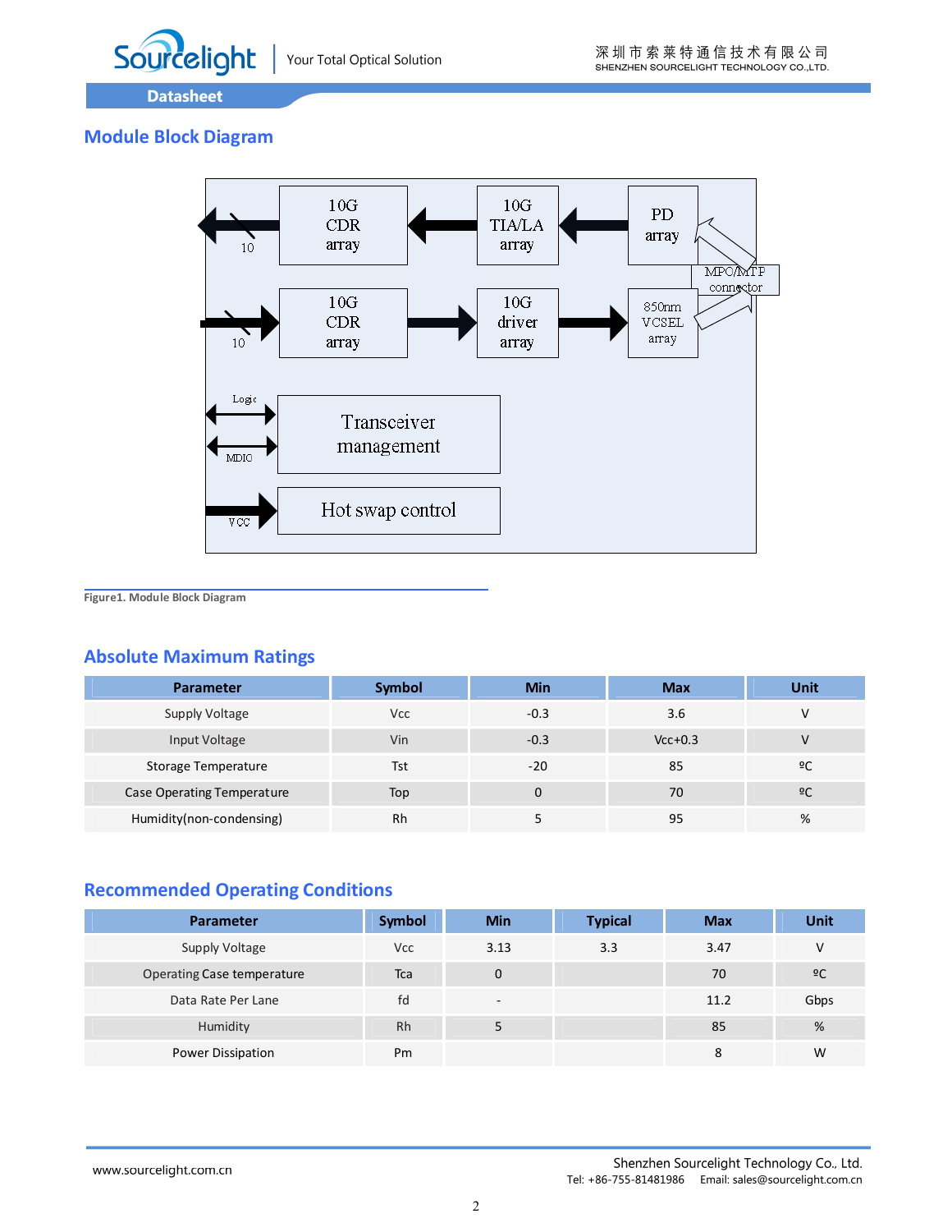## Module Block Diagram

Figure1. Module Block Diagram

## Absolute Maximum Ratings

| Parameter | Symbol | Min | Max | Unit |
|---|---|---|---|---|
| Supply Voltage | Vcc | -0.3 | 3.6 | V |
| Input Voltage | Vin | -0.3 | Vcc+0.3 | V |
| Storage Temperature | Tst | -20 | 85 | ºC |
| Case Operating Temperature | Top | 0 | 70 | ºC |
| Humidity(non-condensing) | Rh | 5 | 95 | % |

## Recommended Operating Conditions

| Parameter | Symbol | Min | Typical | Max | Unit |
|---|---|---|---|---|---|
| Supply Voltage | Vcc | 3.13 | 3.3 | 3.47 | V |
| Operating Case temperature | Tca | 0 | | 70 | ºC |
| Data Rate Per Lane | fd | - | | 11.2 | Gbps |
| Humidity | Rh | 5 | | 85 | % |
| Power Dissipation | Pm | | | 8 | W |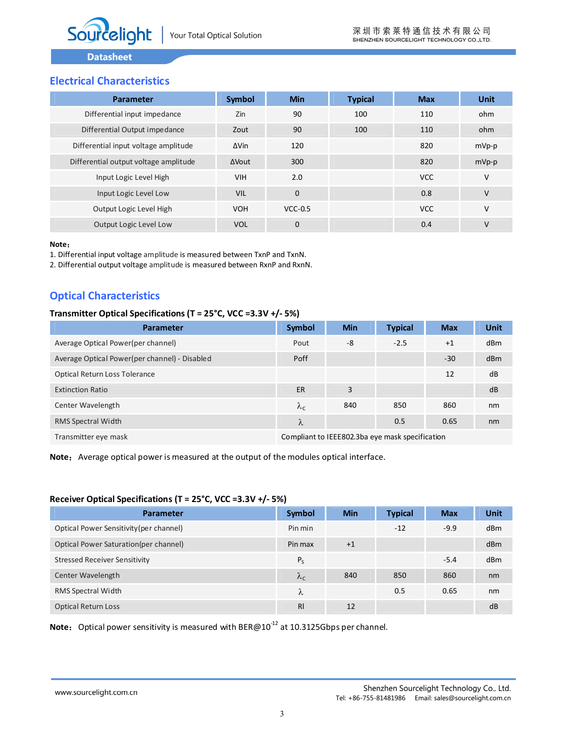## Electrical Characteristics

| Parameter | Symbol | Min | Typical | Max | Unit |
|---|---|---|---|---|---|
| Differential input impedance | Zin | 90 | 100 | 110 | ohm |
| Differential Output impedance | Zout | 90 | 100 | 110 | ohm |
| Differential input voltage amplitude | ΔVin | 120 | | 820 | mVp-p |
| Differential output voltage amplitude | ΔVout | 300 | | 820 | mVp-p |
| Input Logic Level High | VIH | 2.0 | | VCC | V |
| Input Logic Level Low | VIL | 0 | | 0.8 | V |
| Output Logic Level High | VOH | VCC-0.5 | | VCC | V |
| Output Logic Level Low | VOL | 0 | | 0.4 | V |

**Note：**

1. Differential input voltage amplitude is measured between TxnP and TxnN.
2. Differential output voltage amplitude is measured between RxnP and RxnN.

## Optical Characteristics

**Transmitter Optical Specifications (T = 25°C, VCC =3.3V +/- 5%)**

| Parameter | Symbol | Min | Typical | Max | Unit |
|---|---|---|---|---|---|
| Average Optical Power(per channel) | Pout | -8 | -2.5 | +1 | dBm |
| Average Optical Power(per channel) - Disabled | Poff | | | -30 | dBm |
| Optical Return Loss Tolerance | | | | 12 | dB |
| Extinction Ratio | ER | 3 | | | dB |
| Center Wavelength | $\lambda_C$ | 840 | 850 | 860 | nm |
| RMS Spectral Width | $\lambda$ | | 0.5 | 0.65 | nm |
| Transmitter eye mask | Compliant to IEEE802.3ba eye mask specification | | | | |

**Note：** Average optical power is measured at the output of the modules optical interface.

**Receiver Optical Specifications (T = 25°C, VCC =3.3V +/- 5%)**

| Parameter | Symbol | Min | Typical | Max | Unit |
|---|---|---|---|---|---|
| Optical Power Sensitivity(per channel) | Pin min | | -12 | -9.9 | dBm |
| Optical Power Saturation(per channel) | Pin max | +1 | | | dBm |
| Stressed Receiver Sensitivity | $P_S$ | | | -5.4 | dBm |
| Center Wavelength | $\lambda_C$ | 840 | 850 | 860 | nm |
| RMS Spectral Width | $\lambda$ | | 0.5 | 0.65 | nm |
| Optical Return Loss | RI | 12 | | | dB |

**Note：** Optical power sensitivity is measured with BER@$10^{-12}$ at 10.3125Gbps per channel.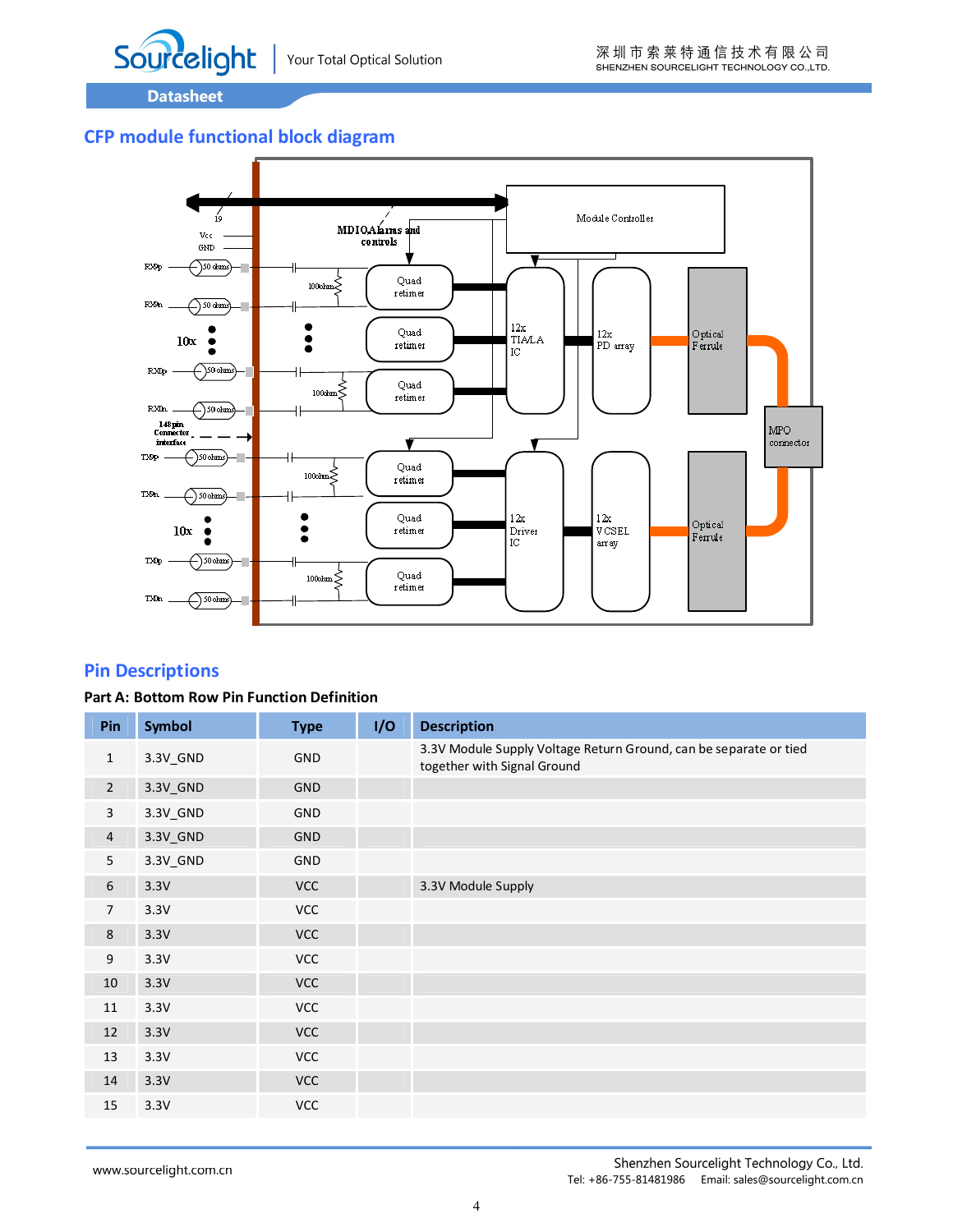## CFP module functional block diagram

## Pin Descriptions

### Part A: Bottom Row Pin Function Definition

| Pin | Symbol | Type | I/O | Description |
|---|---|---|---|---|
| 1 | 3.3V_GND | GND | | 3.3V Module Supply Voltage Return Ground, can be separate or tied together with Signal Ground |
| 2 | 3.3V_GND | GND | | |
| 3 | 3.3V_GND | GND | | |
| 4 | 3.3V_GND | GND | | |
| 5 | 3.3V_GND | GND | | |
| 6 | 3.3V | VCC | | 3.3V Module Supply |
| 7 | 3.3V | VCC | | |
| 8 | 3.3V | VCC | | |
| 9 | 3.3V | VCC | | |
| 10 | 3.3V | VCC | | |
| 11 | 3.3V | VCC | | |
| 12 | 3.3V | VCC | | |
| 13 | 3.3V | VCC | | |
| 14 | 3.3V | VCC | | |
| 15 | 3.3V | VCC | | |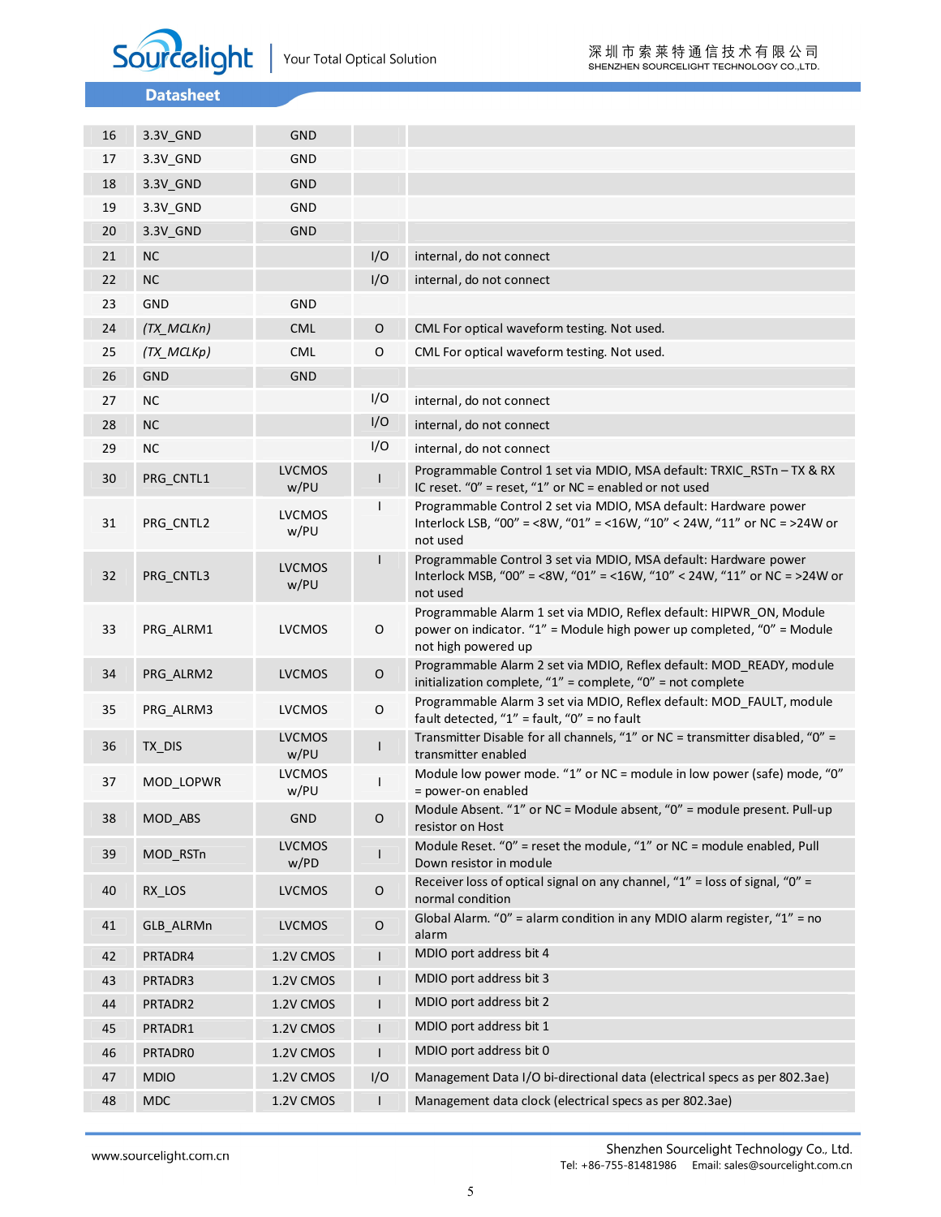| | | | | |
|---|---|---|---|---|
| 16 | 3.3V_GND | GND | | |
| 17 | 3.3V_GND | GND | | |
| 18 | 3.3V_GND | GND | | |
| 19 | 3.3V_GND | GND | | |
| 20 | 3.3V_GND | GND | | |
| 21 | NC | | I/O | internal, do not connect |
| 22 | NC | | I/O | internal, do not connect |
| 23 | GND | GND | | |
| 24 | *(TX_MCLKn)* | CML | O | CML For optical waveform testing. Not used. |
| 25 | *(TX_MCLKp)* | CML | O | CML For optical waveform testing. Not used. |
| 26 | GND | GND | | |
| 27 | NC | | I/O | internal, do not connect |
| 28 | NC | | I/O | internal, do not connect |
| 29 | NC | | I/O | internal, do not connect |
| 30 | PRG_CNTL1 | LVCMOS w/PU | I | Programmable Control 1 set via MDIO, MSA default: TRXIC_RSTn – TX & RX IC reset. “0” = reset, “1” or NC = enabled or not used |
| 31 | PRG_CNTL2 | LVCMOS w/PU | I | Programmable Control 2 set via MDIO, MSA default: Hardware power Interlock LSB, “00” = <8W, “01” = <16W, “10” < 24W, “11” or NC = >24W or not used |
| 32 | PRG_CNTL3 | LVCMOS w/PU | I | Programmable Control 3 set via MDIO, MSA default: Hardware power Interlock MSB, “00” = <8W, “01” = <16W, “10” < 24W, “11” or NC = >24W or not used |
| 33 | PRG_ALRM1 | LVCMOS | O | Programmable Alarm 1 set via MDIO, Reflex default: HIPWR_ON, Module power on indicator. “1” = Module high power up completed, “0” = Module not high powered up |
| 34 | PRG_ALRM2 | LVCMOS | O | Programmable Alarm 2 set via MDIO, Reflex default: MOD_READY, module initialization complete, “1” = complete, “0” = not complete |
| 35 | PRG_ALRM3 | LVCMOS | O | Programmable Alarm 3 set via MDIO, Reflex default: MOD_FAULT, module fault detected, “1” = fault, “0” = no fault |
| 36 | TX_DIS | LVCMOS w/PU | I | Transmitter Disable for all channels, “1” or NC = transmitter disabled, “0” = transmitter enabled |
| 37 | MOD_LOPWR | LVCMOS w/PU | I | Module low power mode. “1” or NC = module in low power (safe) mode, “0” = power-on enabled |
| 38 | MOD_ABS | GND | O | Module Absent. “1” or NC = Module absent, “0” = module present. Pull-up resistor on Host |
| 39 | MOD_RSTn | LVCMOS w/PD | I | Module Reset. “0” = reset the module, “1” or NC = module enabled, Pull Down resistor in module |
| 40 | RX_LOS | LVCMOS | O | Receiver loss of optical signal on any channel, “1” = loss of signal, “0” = normal condition |
| 41 | GLB_ALRMn | LVCMOS | O | Global Alarm. “0” = alarm condition in any MDIO alarm register, “1” = no alarm |
| 42 | PRTADR4 | 1.2V CMOS | I | MDIO port address bit 4 |
| 43 | PRTADR3 | 1.2V CMOS | I | MDIO port address bit 3 |
| 44 | PRTADR2 | 1.2V CMOS | I | MDIO port address bit 2 |
| 45 | PRTADR1 | 1.2V CMOS | I | MDIO port address bit 1 |
| 46 | PRTADR0 | 1.2V CMOS | I | MDIO port address bit 0 |
| 47 | MDIO | 1.2V CMOS | I/O | Management Data I/O bi-directional data (electrical specs as per 802.3ae) |
| 48 | MDC | 1.2V CMOS | I | Management data clock (electrical specs as per 802.3ae) |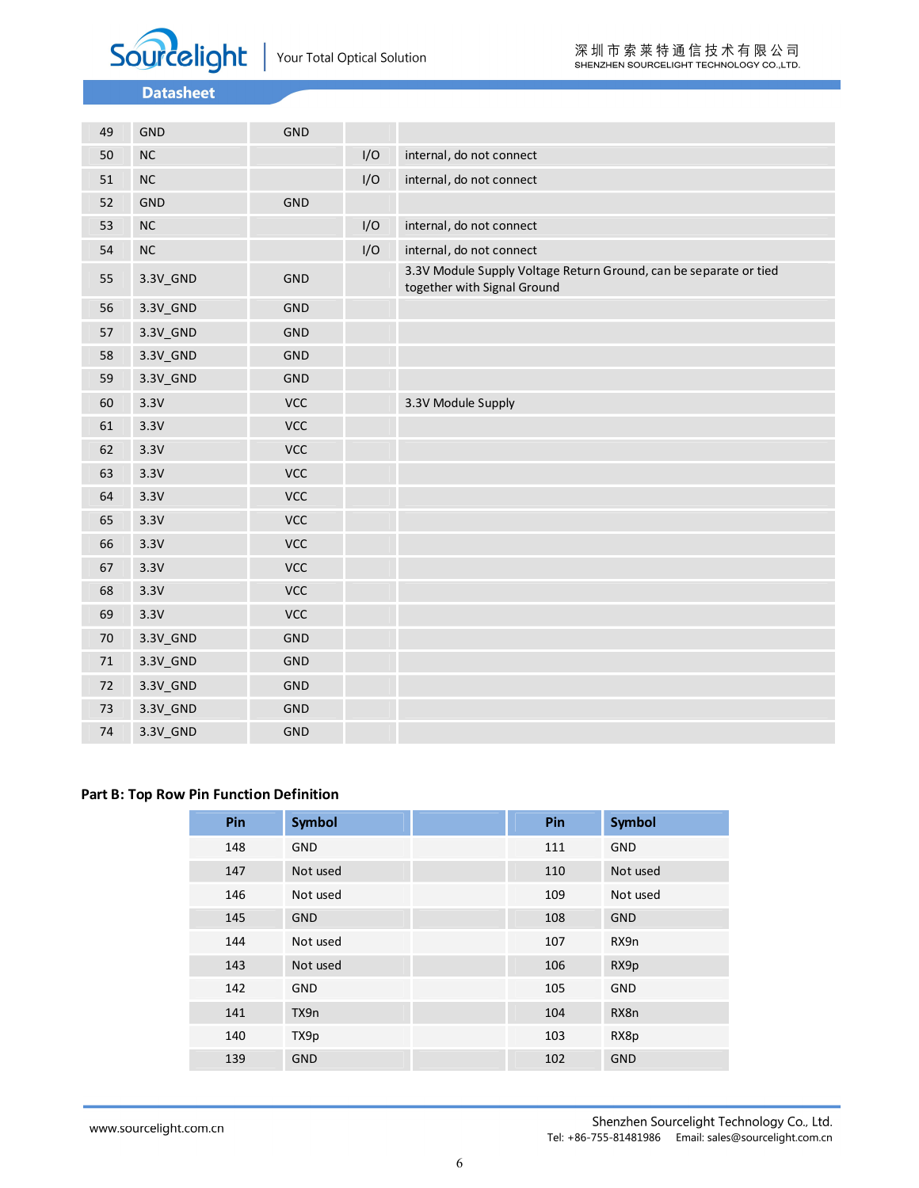| | | | | |
|---|---|---|---|---|
| 49 | GND | GND | | |
| 50 | NC | | I/O | internal, do not connect |
| 51 | NC | | I/O | internal, do not connect |
| 52 | GND | GND | | |
| 53 | NC | | I/O | internal, do not connect |
| 54 | NC | | I/O | internal, do not connect |
| 55 | 3.3V_GND | GND | | 3.3V Module Supply Voltage Return Ground, can be separate or tied together with Signal Ground |
| 56 | 3.3V_GND | GND | | |
| 57 | 3.3V_GND | GND | | |
| 58 | 3.3V_GND | GND | | |
| 59 | 3.3V_GND | GND | | |
| 60 | 3.3V | VCC | | 3.3V Module Supply |
| 61 | 3.3V | VCC | | |
| 62 | 3.3V | VCC | | |
| 63 | 3.3V | VCC | | |
| 64 | 3.3V | VCC | | |
| 65 | 3.3V | VCC | | |
| 66 | 3.3V | VCC | | |
| 67 | 3.3V | VCC | | |
| 68 | 3.3V | VCC | | |
| 69 | 3.3V | VCC | | |
| 70 | 3.3V_GND | GND | | |
| 71 | 3.3V_GND | GND | | |
| 72 | 3.3V_GND | GND | | |
| 73 | 3.3V_GND | GND | | |
| 74 | 3.3V_GND | GND | | |

**Part B: Top Row Pin Function Definition**

| Pin | Symbol | | Pin | Symbol |
|---|---|---|---|---|
| 148 | GND | | 111 | GND |
| 147 | Not used | | 110 | Not used |
| 146 | Not used | | 109 | Not used |
| 145 | GND | | 108 | GND |
| 144 | Not used | | 107 | RX9n |
| 143 | Not used | | 106 | RX9p |
| 142 | GND | | 105 | GND |
| 141 | TX9n | | 104 | RX8n |
| 140 | TX9p | | 103 | RX8p |
| 139 | GND | | 102 | GND |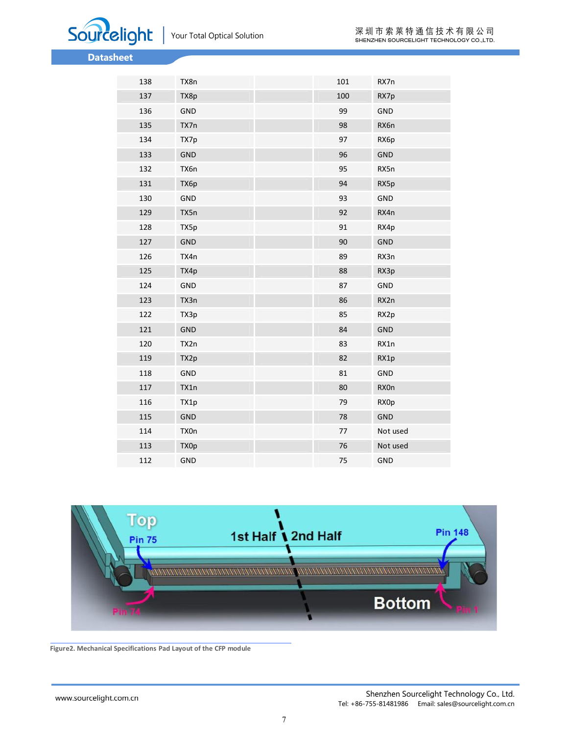| 138 | TX8n | | 101 | RX7n |
|---|---|---|---|---|
| 137 | TX8p | | 100 | RX7p |
| 136 | GND | | 99 | GND |
| 135 | TX7n | | 98 | RX6n |
| 134 | TX7p | | 97 | RX6p |
| 133 | GND | | 96 | GND |
| 132 | TX6n | | 95 | RX5n |
| 131 | TX6p | | 94 | RX5p |
| 130 | GND | | 93 | GND |
| 129 | TX5n | | 92 | RX4n |
| 128 | TX5p | | 91 | RX4p |
| 127 | GND | | 90 | GND |
| 126 | TX4n | | 89 | RX3n |
| 125 | TX4p | | 88 | RX3p |
| 124 | GND | | 87 | GND |
| 123 | TX3n | | 86 | RX2n |
| 122 | TX3p | | 85 | RX2p |
| 121 | GND | | 84 | GND |
| 120 | TX2n | | 83 | RX1n |
| 119 | TX2p | | 82 | RX1p |
| 118 | GND | | 81 | GND |
| 117 | TX1n | | 80 | RX0n |
| 116 | TX1p | | 79 | RX0p |
| 115 | GND | | 78 | GND |
| 114 | TX0n | | 77 | Not used |
| 113 | TX0p | | 76 | Not used |
| 112 | GND | | 75 | GND |

**Figure2. Mechanical Specifications Pad Layout of the CFP module**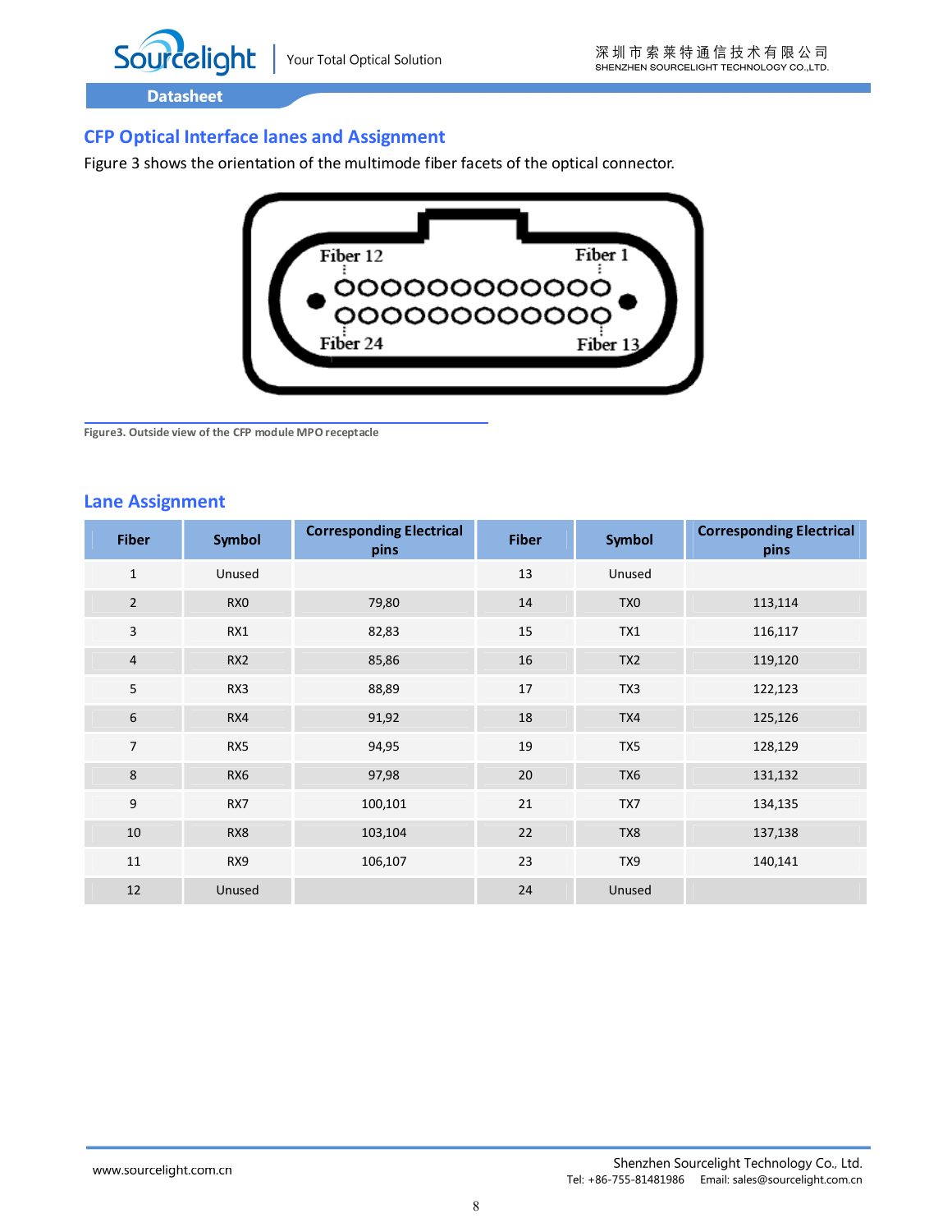## CFP Optical Interface lanes and Assignment

Figure 3 shows the orientation of the multimode fiber facets of the optical connector.

Figure3. Outside view of the CFP module MPO receptacle

## Lane Assignment

| Fiber | Symbol | Corresponding Electrical pins | Fiber | Symbol | Corresponding Electrical pins |
|---|---|---|---|---|---|
| 1 | Unused | | 13 | Unused | |
| 2 | RX0 | 79,80 | 14 | TX0 | 113,114 |
| 3 | RX1 | 82,83 | 15 | TX1 | 116,117 |
| 4 | RX2 | 85,86 | 16 | TX2 | 119,120 |
| 5 | RX3 | 88,89 | 17 | TX3 | 122,123 |
| 6 | RX4 | 91,92 | 18 | TX4 | 125,126 |
| 7 | RX5 | 94,95 | 19 | TX5 | 128,129 |
| 8 | RX6 | 97,98 | 20 | TX6 | 131,132 |
| 9 | RX7 | 100,101 | 21 | TX7 | 134,135 |
| 10 | RX8 | 103,104 | 22 | TX8 | 137,138 |
| 11 | RX9 | 106,107 | 23 | TX9 | 140,141 |
| 12 | Unused | | 24 | Unused | |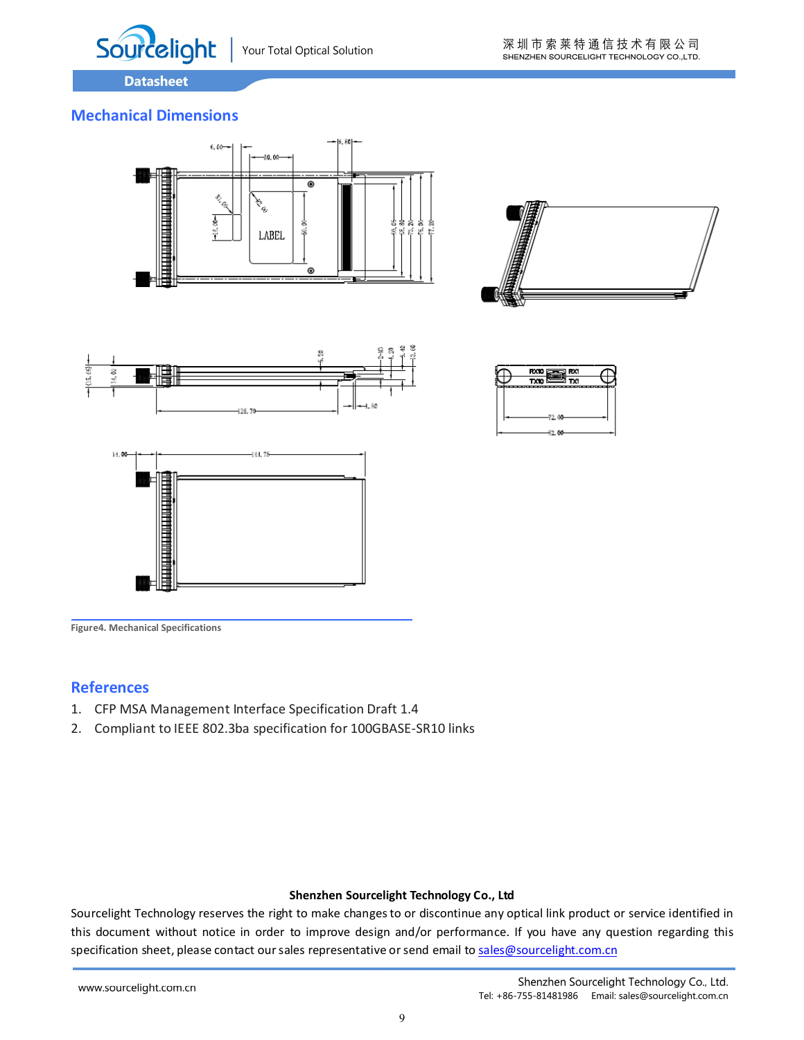## Mechanical Dimensions

Figure4. Mechanical Specifications

## References

1. CFP MSA Management Interface Specification Draft 1.4
2. Compliant to IEEE 802.3ba specification for 100GBASE-SR10 links

**Shenzhen Sourcelight Technology Co., Ltd**

Sourcelight Technology reserves the right to make changes to or discontinue any optical link product or service identified in this document without notice in order to improve design and/or performance. If you have any question regarding this specification sheet, please contact our sales representative or send email to sales@sourcelight.com.cn